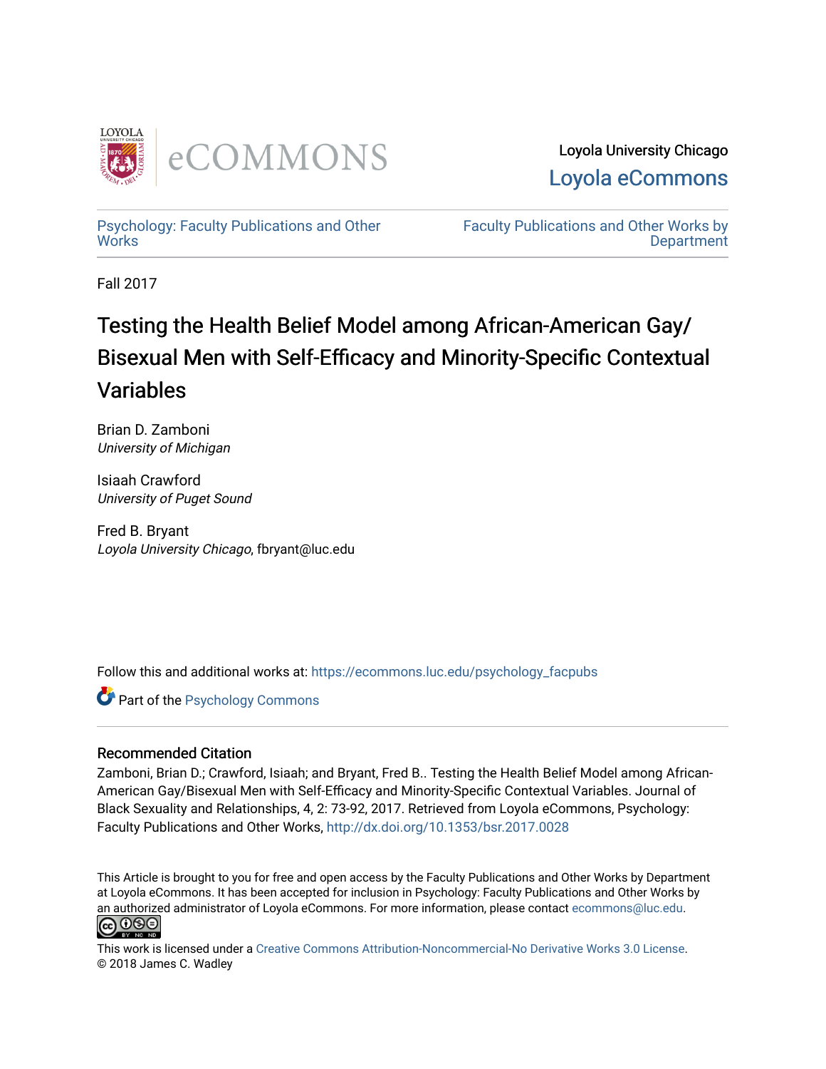Loyola University Chicago

Loyola eCommons

Psychology: Faculty Publications and Other Works

Faculty Publications and Other Works by Department

Fall 2017

# Testing the Health Belief Model among African-American Gay/Bisexual Men with Self-Efficacy and Minority-Specific Contextual Variables

Brian D. Zamboni
*University of Michigan*

Isiaah Crawford
*University of Puget Sound*

Fred B. Bryant
*Loyola University Chicago*, fbryant@luc.edu

Follow this and additional works at: https://ecommons.luc.edu/psychology_facpubs

Part of the Psychology Commons

## Recommended Citation

Zamboni, Brian D.; Crawford, Isiaah; and Bryant, Fred B.. Testing the Health Belief Model among African-American Gay/Bisexual Men with Self-Efficacy and Minority-Specific Contextual Variables. Journal of Black Sexuality and Relationships, 4, 2: 73-92, 2017. Retrieved from Loyola eCommons, Psychology: Faculty Publications and Other Works, http://dx.doi.org/10.1353/bsr.2017.0028

This Article is brought to you for free and open access by the Faculty Publications and Other Works by Department at Loyola eCommons. It has been accepted for inclusion in Psychology: Faculty Publications and Other Works by an authorized administrator of Loyola eCommons. For more information, please contact ecommons@luc.edu.

This work is licensed under a Creative Commons Attribution-Noncommercial-No Derivative Works 3.0 License.
© 2018 James C. Wadley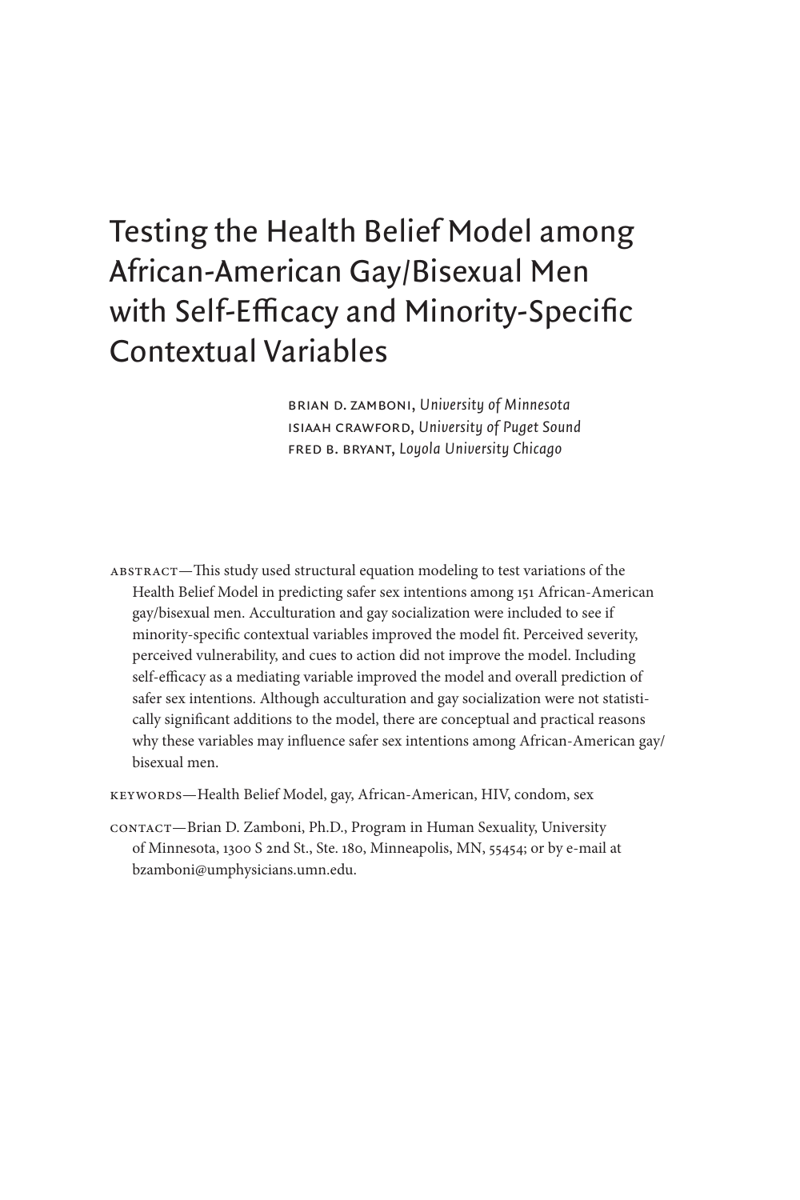# Testing the Health Belief Model among African-American Gay/Bisexual Men with Self-Efficacy and Minority-Specific Contextual Variables

BRIAN D. ZAMBONI, *University of Minnesota*
ISIAAH CRAWFORD, *University of Puget Sound*
FRED B. BRYANT, *Loyola University Chicago*

ABSTRACT—This study used structural equation modeling to test variations of the Health Belief Model in predicting safer sex intentions among 151 African-American gay/bisexual men. Acculturation and gay socialization were included to see if minority-specific contextual variables improved the model fit. Perceived severity, perceived vulnerability, and cues to action did not improve the model. Including self-efficacy as a mediating variable improved the model and overall prediction of safer sex intentions. Although acculturation and gay socialization were not statistically significant additions to the model, there are conceptual and practical reasons why these variables may influence safer sex intentions among African-American gay/bisexual men.

KEYWORDS—Health Belief Model, gay, African-American, HIV, condom, sex

CONTACT—Brian D. Zamboni, Ph.D., Program in Human Sexuality, University of Minnesota, 1300 S 2nd St., Ste. 180, Minneapolis, MN, 55454; or by e-mail at bzamboni@umphysicians.umn.edu.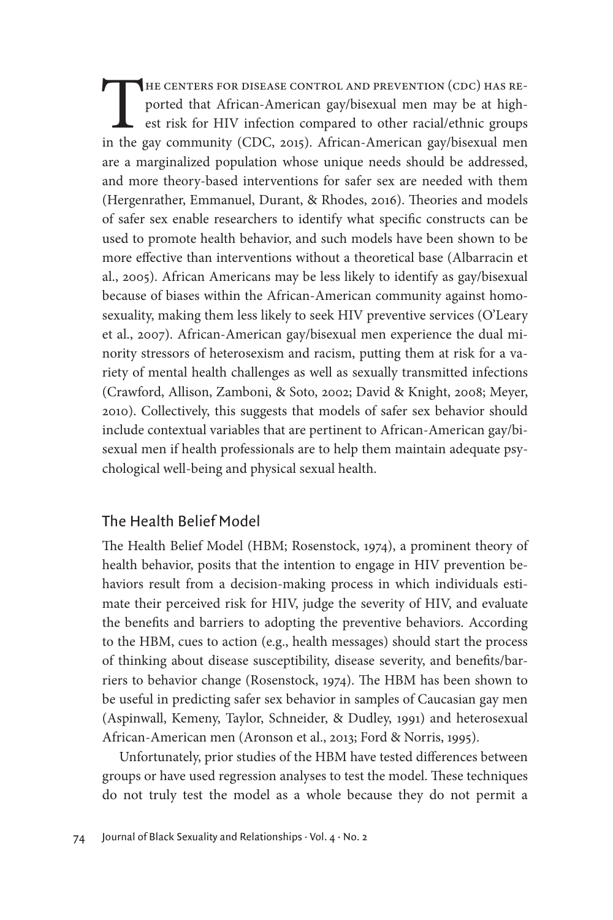The Centers for Disease Control and Prevention (CDC) has reported that African-American gay/bisexual men may be at highest risk for HIV infection compared to other racial/ethnic groups in the gay community (CDC, 2015). African-American gay/bisexual men are a marginalized population whose unique needs should be addressed, and more theory-based interventions for safer sex are needed with them (Hergenrather, Emmanuel, Durant, & Rhodes, 2016). Theories and models of safer sex enable researchers to identify what specific constructs can be used to promote health behavior, and such models have been shown to be more effective than interventions without a theoretical base (Albarracin et al., 2005). African Americans may be less likely to identify as gay/bisexual because of biases within the African-American community against homosexuality, making them less likely to seek HIV preventive services (O'Leary et al., 2007). African-American gay/bisexual men experience the dual minority stressors of heterosexism and racism, putting them at risk for a variety of mental health challenges as well as sexually transmitted infections (Crawford, Allison, Zamboni, & Soto, 2002; David & Knight, 2008; Meyer, 2010). Collectively, this suggests that models of safer sex behavior should include contextual variables that are pertinent to African-American gay/bisexual men if health professionals are to help them maintain adequate psychological well-being and physical sexual health.

## The Health Belief Model

The Health Belief Model (HBM; Rosenstock, 1974), a prominent theory of health behavior, posits that the intention to engage in HIV prevention behaviors result from a decision-making process in which individuals estimate their perceived risk for HIV, judge the severity of HIV, and evaluate the benefits and barriers to adopting the preventive behaviors. According to the HBM, cues to action (e.g., health messages) should start the process of thinking about disease susceptibility, disease severity, and benefits/barriers to behavior change (Rosenstock, 1974). The HBM has been shown to be useful in predicting safer sex behavior in samples of Caucasian gay men (Aspinwall, Kemeny, Taylor, Schneider, & Dudley, 1991) and heterosexual African-American men (Aronson et al., 2013; Ford & Norris, 1995).

Unfortunately, prior studies of the HBM have tested differences between groups or have used regression analyses to test the model. These techniques do not truly test the model as a whole because they do not permit a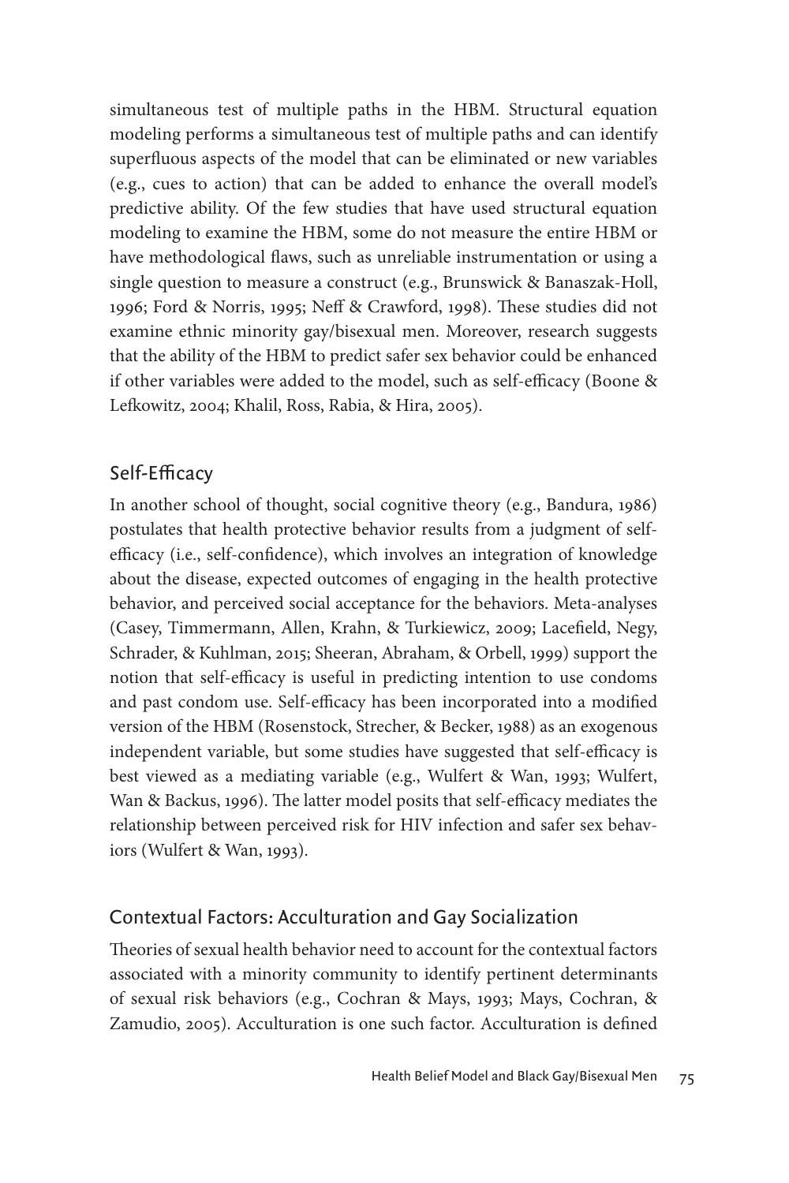simultaneous test of multiple paths in the HBM. Structural equation modeling performs a simultaneous test of multiple paths and can identify superfluous aspects of the model that can be eliminated or new variables (e.g., cues to action) that can be added to enhance the overall model's predictive ability. Of the few studies that have used structural equation modeling to examine the HBM, some do not measure the entire HBM or have methodological flaws, such as unreliable instrumentation or using a single question to measure a construct (e.g., Brunswick & Banaszak-Holl, 1996; Ford & Norris, 1995; Neff & Crawford, 1998). These studies did not examine ethnic minority gay/bisexual men. Moreover, research suggests that the ability of the HBM to predict safer sex behavior could be enhanced if other variables were added to the model, such as self-efficacy (Boone & Lefkowitz, 2004; Khalil, Ross, Rabia, & Hira, 2005).

## Self-Efficacy

In another school of thought, social cognitive theory (e.g., Bandura, 1986) postulates that health protective behavior results from a judgment of self-efficacy (i.e., self-confidence), which involves an integration of knowledge about the disease, expected outcomes of engaging in the health protective behavior, and perceived social acceptance for the behaviors. Meta-analyses (Casey, Timmermann, Allen, Krahn, & Turkiewicz, 2009; Lacefield, Negy, Schrader, & Kuhlman, 2015; Sheeran, Abraham, & Orbell, 1999) support the notion that self-efficacy is useful in predicting intention to use condoms and past condom use. Self-efficacy has been incorporated into a modified version of the HBM (Rosenstock, Strecher, & Becker, 1988) as an exogenous independent variable, but some studies have suggested that self-efficacy is best viewed as a mediating variable (e.g., Wulfert & Wan, 1993; Wulfert, Wan & Backus, 1996). The latter model posits that self-efficacy mediates the relationship between perceived risk for HIV infection and safer sex behaviors (Wulfert & Wan, 1993).

## Contextual Factors: Acculturation and Gay Socialization

Theories of sexual health behavior need to account for the contextual factors associated with a minority community to identify pertinent determinants of sexual risk behaviors (e.g., Cochran & Mays, 1993; Mays, Cochran, & Zamudio, 2005). Acculturation is one such factor. Acculturation is defined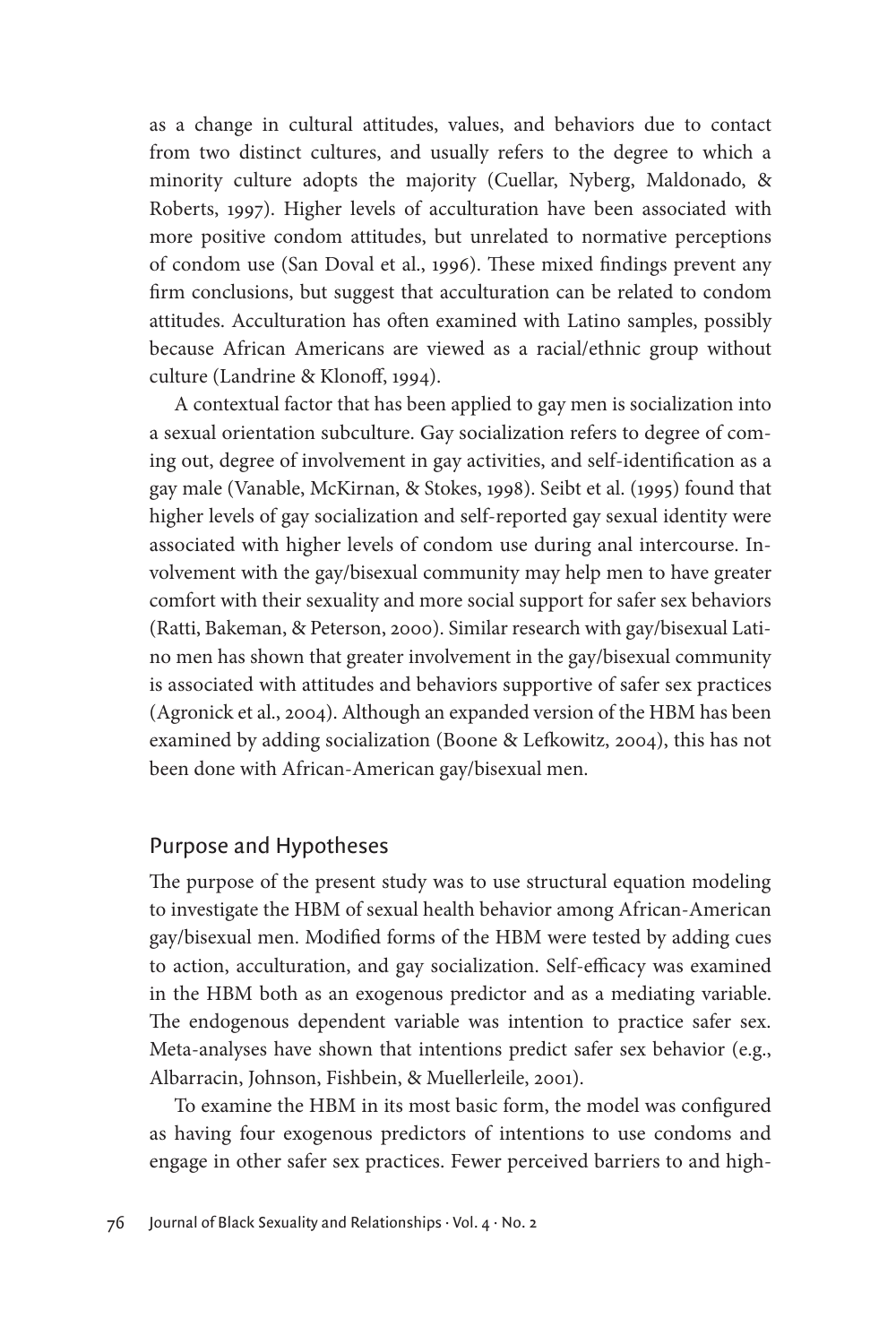as a change in cultural attitudes, values, and behaviors due to contact from two distinct cultures, and usually refers to the degree to which a minority culture adopts the majority (Cuellar, Nyberg, Maldonado, & Roberts, 1997). Higher levels of acculturation have been associated with more positive condom attitudes, but unrelated to normative perceptions of condom use (San Doval et al., 1996). These mixed findings prevent any firm conclusions, but suggest that acculturation can be related to condom attitudes. Acculturation has often examined with Latino samples, possibly because African Americans are viewed as a racial/ethnic group without culture (Landrine & Klonoff, 1994).

A contextual factor that has been applied to gay men is socialization into a sexual orientation subculture. Gay socialization refers to degree of coming out, degree of involvement in gay activities, and self-identification as a gay male (Vanable, McKirnan, & Stokes, 1998). Seibt et al. (1995) found that higher levels of gay socialization and self-reported gay sexual identity were associated with higher levels of condom use during anal intercourse. Involvement with the gay/bisexual community may help men to have greater comfort with their sexuality and more social support for safer sex behaviors (Ratti, Bakeman, & Peterson, 2000). Similar research with gay/bisexual Latino men has shown that greater involvement in the gay/bisexual community is associated with attitudes and behaviors supportive of safer sex practices (Agronick et al., 2004). Although an expanded version of the HBM has been examined by adding socialization (Boone & Lefkowitz, 2004), this has not been done with African-American gay/bisexual men.

## Purpose and Hypotheses

The purpose of the present study was to use structural equation modeling to investigate the HBM of sexual health behavior among African-American gay/bisexual men. Modified forms of the HBM were tested by adding cues to action, acculturation, and gay socialization. Self-efficacy was examined in the HBM both as an exogenous predictor and as a mediating variable. The endogenous dependent variable was intention to practice safer sex. Meta-analyses have shown that intentions predict safer sex behavior (e.g., Albarracin, Johnson, Fishbein, & Muellerleile, 2001).

To examine the HBM in its most basic form, the model was configured as having four exogenous predictors of intentions to use condoms and engage in other safer sex practices. Fewer perceived barriers to and high-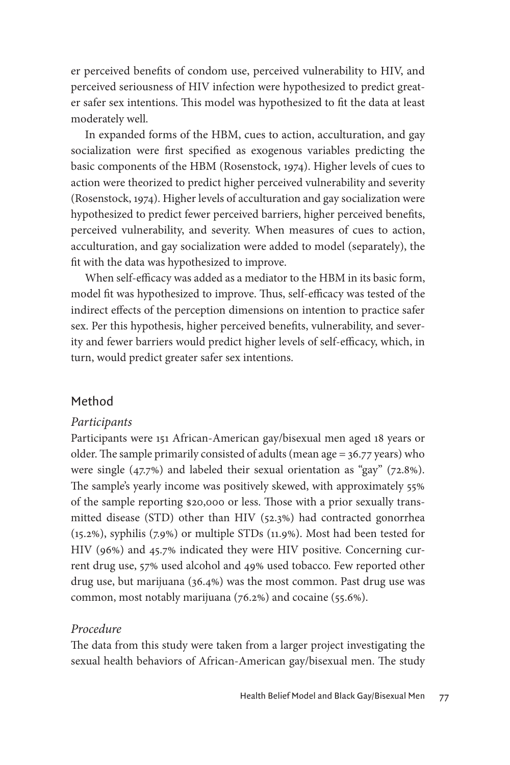er perceived benefits of condom use, perceived vulnerability to HIV, and perceived seriousness of HIV infection were hypothesized to predict greater safer sex intentions. This model was hypothesized to fit the data at least moderately well.

In expanded forms of the HBM, cues to action, acculturation, and gay socialization were first specified as exogenous variables predicting the basic components of the HBM (Rosenstock, 1974). Higher levels of cues to action were theorized to predict higher perceived vulnerability and severity (Rosenstock, 1974). Higher levels of acculturation and gay socialization were hypothesized to predict fewer perceived barriers, higher perceived benefits, perceived vulnerability, and severity. When measures of cues to action, acculturation, and gay socialization were added to model (separately), the fit with the data was hypothesized to improve.

When self-efficacy was added as a mediator to the HBM in its basic form, model fit was hypothesized to improve. Thus, self-efficacy was tested of the indirect effects of the perception dimensions on intention to practice safer sex. Per this hypothesis, higher perceived benefits, vulnerability, and severity and fewer barriers would predict higher levels of self-efficacy, which, in turn, would predict greater safer sex intentions.

## Method

### *Participants*

Participants were 151 African-American gay/bisexual men aged 18 years or older. The sample primarily consisted of adults (mean age = 36.77 years) who were single (47.7%) and labeled their sexual orientation as "gay" (72.8%). The sample's yearly income was positively skewed, with approximately 55% of the sample reporting $20,000 or less. Those with a prior sexually transmitted disease (STD) other than HIV (52.3%) had contracted gonorrhea (15.2%), syphilis (7.9%) or multiple STDs (11.9%). Most had been tested for HIV (96%) and 45.7% indicated they were HIV positive. Concerning current drug use, 57% used alcohol and 49% used tobacco. Few reported other drug use, but marijuana (36.4%) was the most common. Past drug use was common, most notably marijuana (76.2%) and cocaine (55.6%).

### *Procedure*

The data from this study were taken from a larger project investigating the sexual health behaviors of African-American gay/bisexual men. The study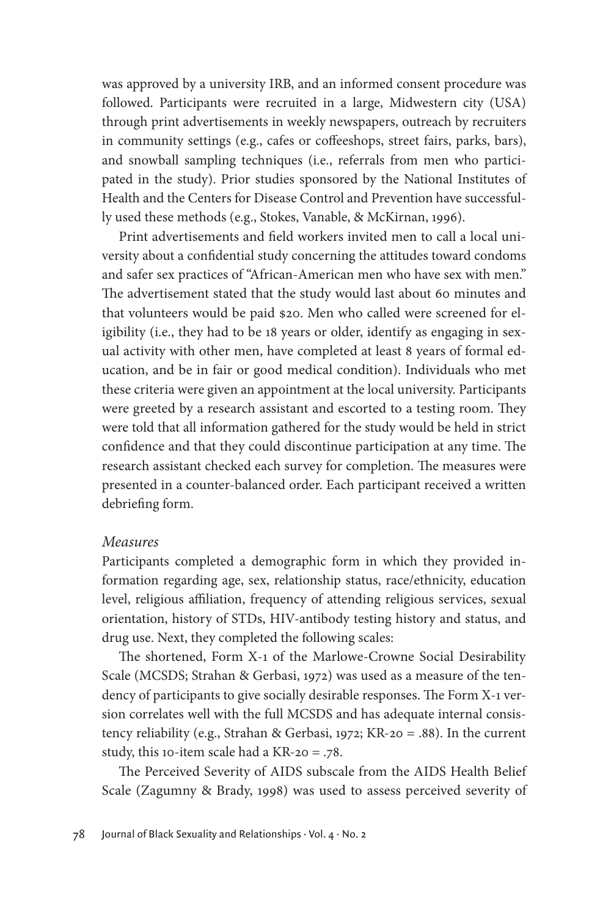was approved by a university IRB, and an informed consent procedure was followed. Participants were recruited in a large, Midwestern city (USA) through print advertisements in weekly newspapers, outreach by recruiters in community settings (e.g., cafes or coffeeshops, street fairs, parks, bars), and snowball sampling techniques (i.e., referrals from men who participated in the study). Prior studies sponsored by the National Institutes of Health and the Centers for Disease Control and Prevention have successfully used these methods (e.g., Stokes, Vanable, & McKirnan, 1996).

Print advertisements and field workers invited men to call a local university about a confidential study concerning the attitudes toward condoms and safer sex practices of "African-American men who have sex with men." The advertisement stated that the study would last about 60 minutes and that volunteers would be paid $20. Men who called were screened for eligibility (i.e., they had to be 18 years or older, identify as engaging in sexual activity with other men, have completed at least 8 years of formal education, and be in fair or good medical condition). Individuals who met these criteria were given an appointment at the local university. Participants were greeted by a research assistant and escorted to a testing room. They were told that all information gathered for the study would be held in strict confidence and that they could discontinue participation at any time. The research assistant checked each survey for completion. The measures were presented in a counter-balanced order. Each participant received a written debriefing form.

### *Measures*

Participants completed a demographic form in which they provided information regarding age, sex, relationship status, race/ethnicity, education level, religious affiliation, frequency of attending religious services, sexual orientation, history of STDs, HIV-antibody testing history and status, and drug use. Next, they completed the following scales:

The shortened, Form X-1 of the Marlowe-Crowne Social Desirability Scale (MCSDS; Strahan & Gerbasi, 1972) was used as a measure of the tendency of participants to give socially desirable responses. The Form X-1 version correlates well with the full MCSDS and has adequate internal consistency reliability (e.g., Strahan & Gerbasi, 1972; KR-20 = .88). In the current study, this 10-item scale had a KR-20 = .78.

The Perceived Severity of AIDS subscale from the AIDS Health Belief Scale (Zagumny & Brady, 1998) was used to assess perceived severity of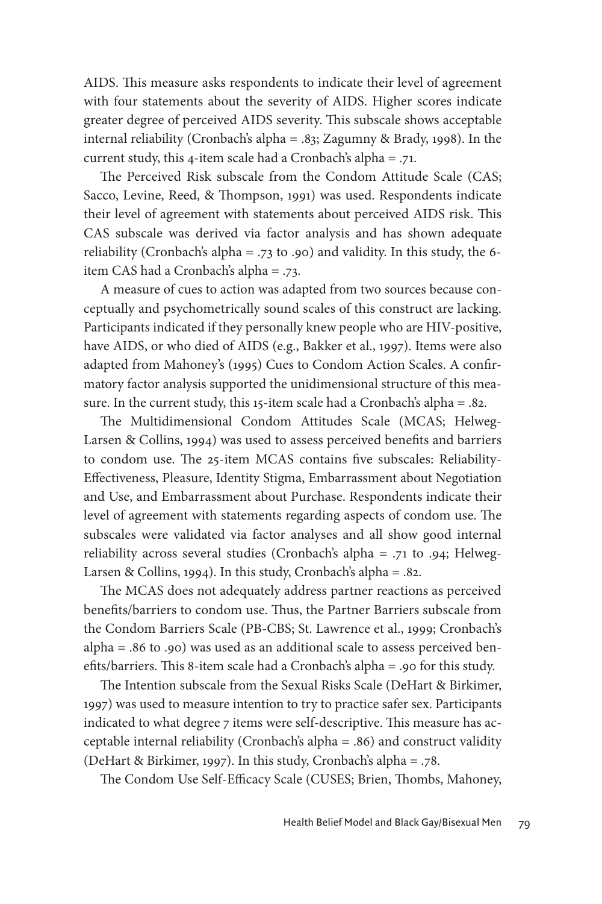AIDS. This measure asks respondents to indicate their level of agreement with four statements about the severity of AIDS. Higher scores indicate greater degree of perceived AIDS severity. This subscale shows acceptable internal reliability (Cronbach's alpha = .83; Zagumny & Brady, 1998). In the current study, this 4-item scale had a Cronbach's alpha = .71.

The Perceived Risk subscale from the Condom Attitude Scale (CAS; Sacco, Levine, Reed, & Thompson, 1991) was used. Respondents indicate their level of agreement with statements about perceived AIDS risk. This CAS subscale was derived via factor analysis and has shown adequate reliability (Cronbach's alpha = .73 to .90) and validity. In this study, the 6-item CAS had a Cronbach's alpha = .73.

A measure of cues to action was adapted from two sources because conceptually and psychometrically sound scales of this construct are lacking. Participants indicated if they personally knew people who are HIV-positive, have AIDS, or who died of AIDS (e.g., Bakker et al., 1997). Items were also adapted from Mahoney's (1995) Cues to Condom Action Scales. A confirmatory factor analysis supported the unidimensional structure of this measure. In the current study, this 15-item scale had a Cronbach's alpha = .82.

The Multidimensional Condom Attitudes Scale (MCAS; Helweg-Larsen & Collins, 1994) was used to assess perceived benefits and barriers to condom use. The 25-item MCAS contains five subscales: Reliability-Effectiveness, Pleasure, Identity Stigma, Embarrassment about Negotiation and Use, and Embarrassment about Purchase. Respondents indicate their level of agreement with statements regarding aspects of condom use. The subscales were validated via factor analyses and all show good internal reliability across several studies (Cronbach's alpha = .71 to .94; Helweg-Larsen & Collins, 1994). In this study, Cronbach's alpha = .82.

The MCAS does not adequately address partner reactions as perceived benefits/barriers to condom use. Thus, the Partner Barriers subscale from the Condom Barriers Scale (PB-CBS; St. Lawrence et al., 1999; Cronbach's alpha = .86 to .90) was used as an additional scale to assess perceived benefits/barriers. This 8-item scale had a Cronbach's alpha = .90 for this study.

The Intention subscale from the Sexual Risks Scale (DeHart & Birkimer, 1997) was used to measure intention to try to practice safer sex. Participants indicated to what degree 7 items were self-descriptive. This measure has acceptable internal reliability (Cronbach's alpha = .86) and construct validity (DeHart & Birkimer, 1997). In this study, Cronbach's alpha = .78.

The Condom Use Self-Efficacy Scale (CUSES; Brien, Thombs, Mahoney,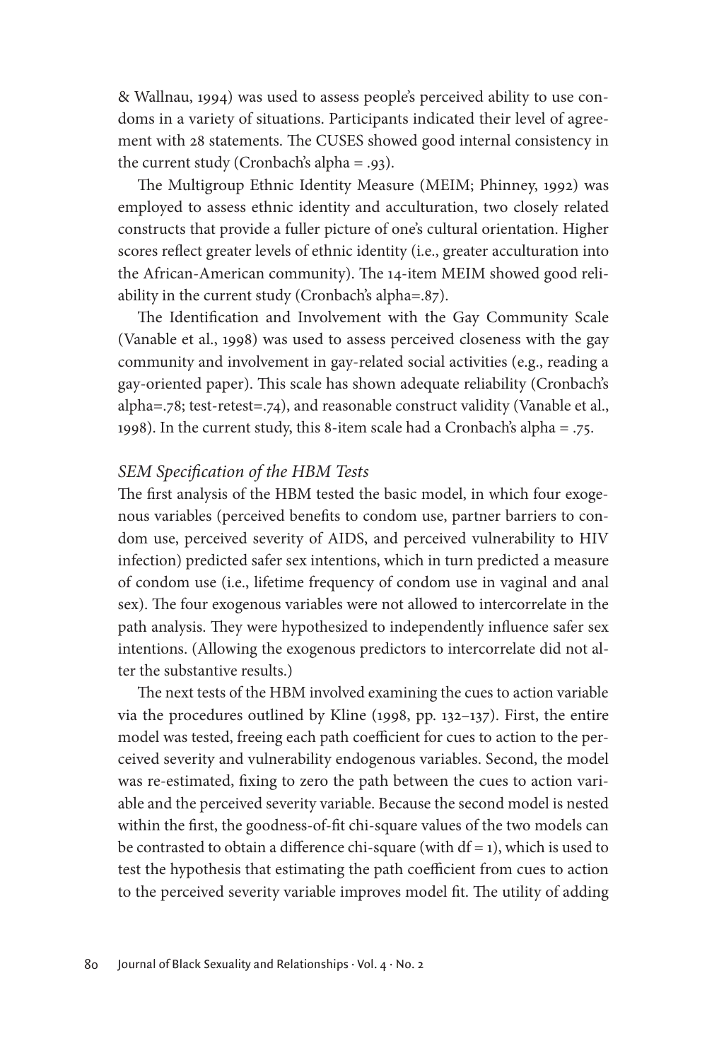& Wallnau, 1994) was used to assess people's perceived ability to use condoms in a variety of situations. Participants indicated their level of agreement with 28 statements. The CUSES showed good internal consistency in the current study (Cronbach's alpha = .93).

The Multigroup Ethnic Identity Measure (MEIM; Phinney, 1992) was employed to assess ethnic identity and acculturation, two closely related constructs that provide a fuller picture of one's cultural orientation. Higher scores reflect greater levels of ethnic identity (i.e., greater acculturation into the African-American community). The 14-item MEIM showed good reliability in the current study (Cronbach's alpha=.87).

The Identification and Involvement with the Gay Community Scale (Vanable et al., 1998) was used to assess perceived closeness with the gay community and involvement in gay-related social activities (e.g., reading a gay-oriented paper). This scale has shown adequate reliability (Cronbach's alpha=.78; test-retest=.74), and reasonable construct validity (Vanable et al., 1998). In the current study, this 8-item scale had a Cronbach's alpha = .75.

### *SEM Specification of the HBM Tests*

The first analysis of the HBM tested the basic model, in which four exogenous variables (perceived benefits to condom use, partner barriers to condom use, perceived severity of AIDS, and perceived vulnerability to HIV infection) predicted safer sex intentions, which in turn predicted a measure of condom use (i.e., lifetime frequency of condom use in vaginal and anal sex). The four exogenous variables were not allowed to intercorrelate in the path analysis. They were hypothesized to independently influence safer sex intentions. (Allowing the exogenous predictors to intercorrelate did not alter the substantive results.)

The next tests of the HBM involved examining the cues to action variable via the procedures outlined by Kline (1998, pp. 132–137). First, the entire model was tested, freeing each path coefficient for cues to action to the perceived severity and vulnerability endogenous variables. Second, the model was re-estimated, fixing to zero the path between the cues to action variable and the perceived severity variable. Because the second model is nested within the first, the goodness-of-fit chi-square values of the two models can be contrasted to obtain a difference chi-square (with df = 1), which is used to test the hypothesis that estimating the path coefficient from cues to action to the perceived severity variable improves model fit. The utility of adding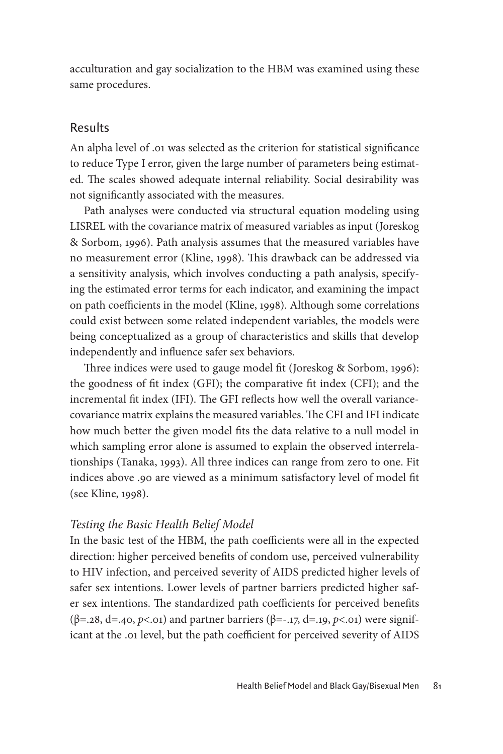acculturation and gay socialization to the HBM was examined using these same procedures.

## Results

An alpha level of .01 was selected as the criterion for statistical significance to reduce Type I error, given the large number of parameters being estimated. The scales showed adequate internal reliability. Social desirability was not significantly associated with the measures.

Path analyses were conducted via structural equation modeling using LISREL with the covariance matrix of measured variables as input (Joreskog & Sorbom, 1996). Path analysis assumes that the measured variables have no measurement error (Kline, 1998). This drawback can be addressed via a sensitivity analysis, which involves conducting a path analysis, specifying the estimated error terms for each indicator, and examining the impact on path coefficients in the model (Kline, 1998). Although some correlations could exist between some related independent variables, the models were being conceptualized as a group of characteristics and skills that develop independently and influence safer sex behaviors.

Three indices were used to gauge model fit (Joreskog & Sorbom, 1996): the goodness of fit index (GFI); the comparative fit index (CFI); and the incremental fit index (IFI). The GFI reflects how well the overall variance-covariance matrix explains the measured variables. The CFI and IFI indicate how much better the given model fits the data relative to a null model in which sampling error alone is assumed to explain the observed interrelationships (Tanaka, 1993). All three indices can range from zero to one. Fit indices above .90 are viewed as a minimum satisfactory level of model fit (see Kline, 1998).

### *Testing the Basic Health Belief Model*

In the basic test of the HBM, the path coefficients were all in the expected direction: higher perceived benefits of condom use, perceived vulnerability to HIV infection, and perceived severity of AIDS predicted higher levels of safer sex intentions. Lower levels of partner barriers predicted higher safer sex intentions. The standardized path coefficients for perceived benefits ($\beta$=.28, d=.40, $p$<.01) and partner barriers ($\beta$=-.17, d=.19, $p$<.01) were significant at the .01 level, but the path coefficient for perceived severity of AIDS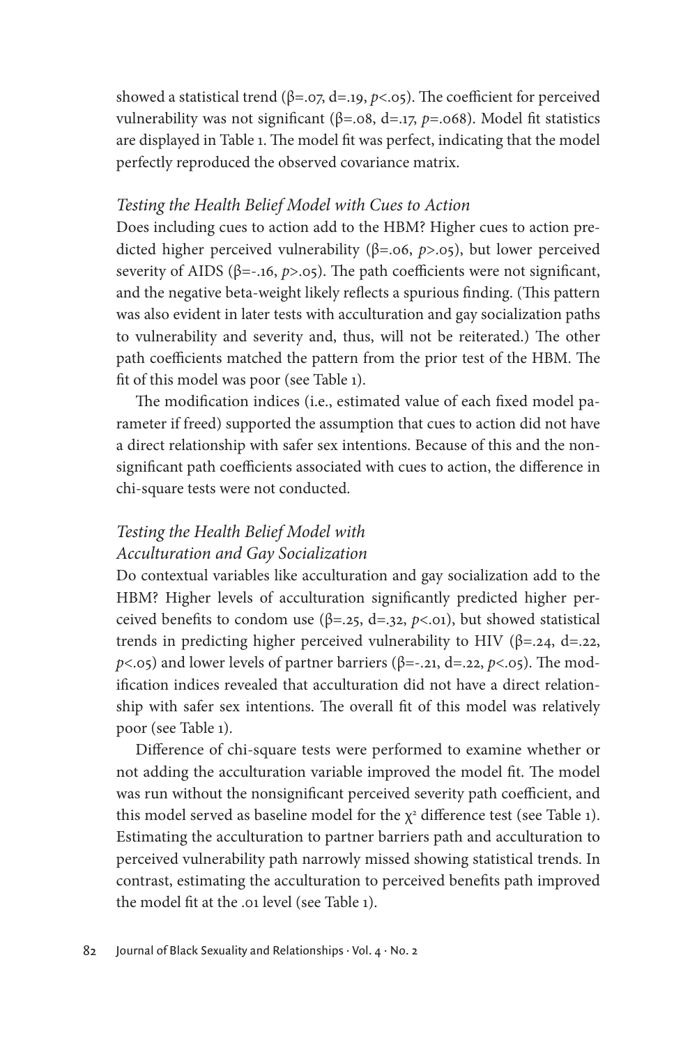showed a statistical trend (β=.07, d=.19, $p<.05$). The coefficient for perceived vulnerability was not significant (β=.08, d=.17, $p=.068$). Model fit statistics are displayed in Table 1. The model fit was perfect, indicating that the model perfectly reproduced the observed covariance matrix.

### *Testing the Health Belief Model with Cues to Action*

Does including cues to action add to the HBM? Higher cues to action predicted higher perceived vulnerability (β=.06, $p>.05$), but lower perceived severity of AIDS (β=-.16, $p>.05$). The path coefficients were not significant, and the negative beta-weight likely reflects a spurious finding. (This pattern was also evident in later tests with acculturation and gay socialization paths to vulnerability and severity and, thus, will not be reiterated.) The other path coefficients matched the pattern from the prior test of the HBM. The fit of this model was poor (see Table 1).

The modification indices (i.e., estimated value of each fixed model parameter if freed) supported the assumption that cues to action did not have a direct relationship with safer sex intentions. Because of this and the nonsignificant path coefficients associated with cues to action, the difference in chi-square tests were not conducted.

### *Testing the Health Belief Model with Acculturation and Gay Socialization*

Do contextual variables like acculturation and gay socialization add to the HBM? Higher levels of acculturation significantly predicted higher perceived benefits to condom use (β=.25, d=.32, $p<.01$), but showed statistical trends in predicting higher perceived vulnerability to HIV (β=.24, d=.22, $p<.05$) and lower levels of partner barriers (β=-.21, d=.22, $p<.05$). The modification indices revealed that acculturation did not have a direct relationship with safer sex intentions. The overall fit of this model was relatively poor (see Table 1).

Difference of chi-square tests were performed to examine whether or not adding the acculturation variable improved the model fit. The model was run without the nonsignificant perceived severity path coefficient, and this model served as baseline model for the $\chi^2$ difference test (see Table 1). Estimating the acculturation to partner barriers path and acculturation to perceived vulnerability path narrowly missed showing statistical trends. In contrast, estimating the acculturation to perceived benefits path improved the model fit at the .01 level (see Table 1).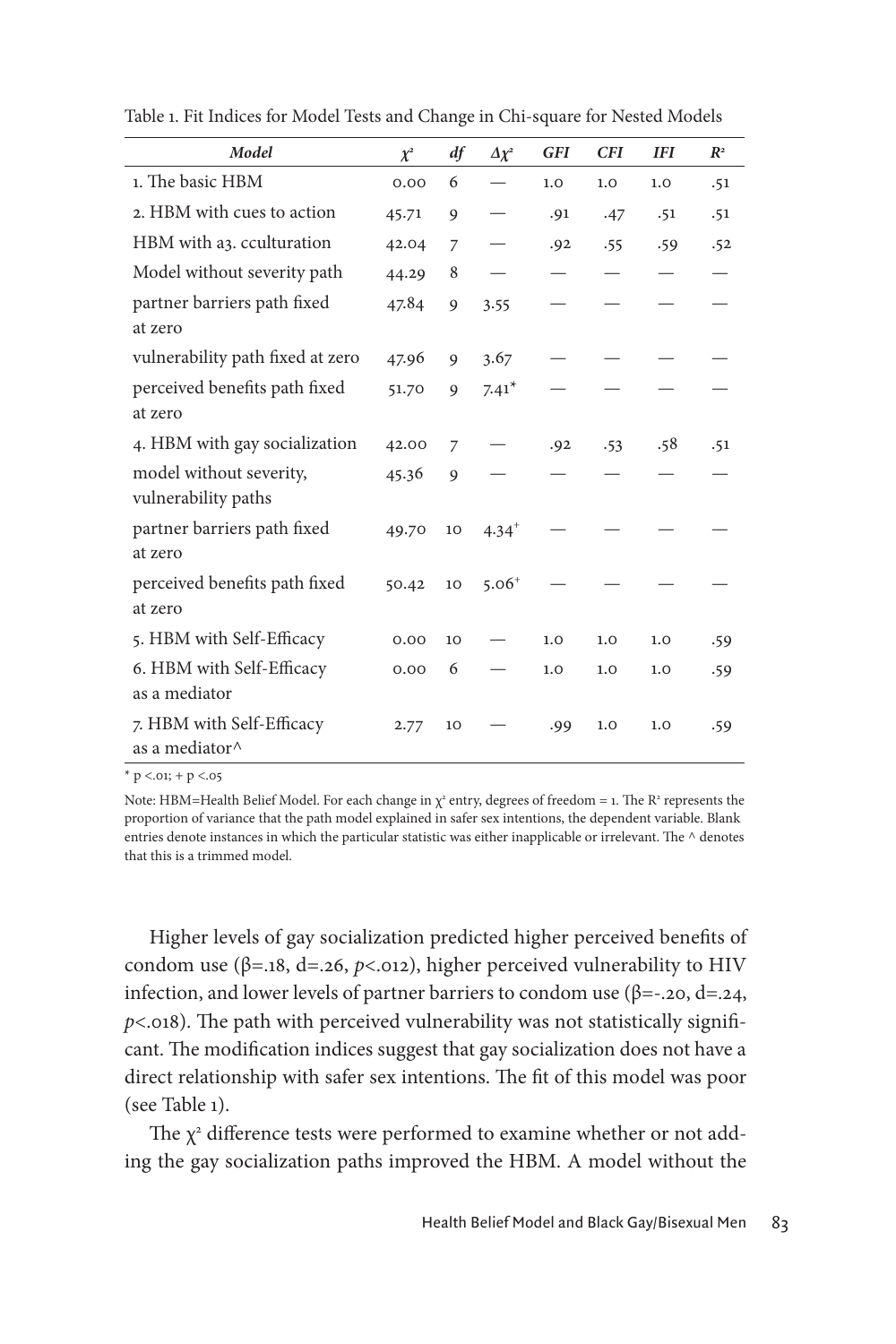Table 1. Fit Indices for Model Tests and Change in Chi-square for Nested Models

| *Model* | $\chi^2$ | *df* | $\Delta\chi^2$ | *GFI* | *CFI* | *IFI* | $R^2$ |
|---|---|---|---|---|---|---|---|
| 1. The basic HBM | 0.00 | 6 | — | 1.0 | 1.0 | 1.0 | .51 |
| 2. HBM with cues to action | 45.71 | 9 | — | .91 | .47 | .51 | .51 |
| HBM with a3. cculturation | 42.04 | 7 | — | .92 | .55 | .59 | .52 |
| Model without severity path | 44.29 | 8 | — | — | — | — | — |
| partner barriers path fixed at zero | 47.84 | 9 | 3.55 | — | — | — | — |
| vulnerability path fixed at zero | 47.96 | 9 | 3.67 | — | — | — | — |
| perceived benefits path fixed at zero | 51.70 | 9 | $7.41^*$ | — | — | — | — |
| 4. HBM with gay socialization | 42.00 | 7 | — | .92 | .53 | .58 | .51 |
| model without severity, vulnerability paths | 45.36 | 9 | — | — | — | — | — |
| partner barriers path fixed at zero | 49.70 | 10 | $4.34^+$ | — | — | — | — |
| perceived benefits path fixed at zero | 50.42 | 10 | $5.06^+$ | — | — | — | — |
| 5. HBM with Self-Efficacy | 0.00 | 10 | — | 1.0 | 1.0 | 1.0 | .59 |
| 6. HBM with Self-Efficacy as a mediator | 0.00 | 6 | — | 1.0 | 1.0 | 1.0 | .59 |
| 7. HBM with Self-Efficacy as a mediator^ | 2.77 | 10 | — | .99 | 1.0 | 1.0 | .59 |

\* $p < .01$; + $p < .05$

Note: HBM=Health Belief Model. For each change in $\chi^2$ entry, degrees of freedom = 1. The $R^2$ represents the proportion of variance that the path model explained in safer sex intentions, the dependent variable. Blank entries denote instances in which the particular statistic was either inapplicable or irrelevant. The ^ denotes that this is a trimmed model.

Higher levels of gay socialization predicted higher perceived benefits of condom use ($\beta$=.18, d=.26, $p$<.012), higher perceived vulnerability to HIV infection, and lower levels of partner barriers to condom use ($\beta$=-.20, d=.24, $p$<.018). The path with perceived vulnerability was not statistically significant. The modification indices suggest that gay socialization does not have a direct relationship with safer sex intentions. The fit of this model was poor (see Table 1).

The $\chi^2$ difference tests were performed to examine whether or not adding the gay socialization paths improved the HBM. A model without the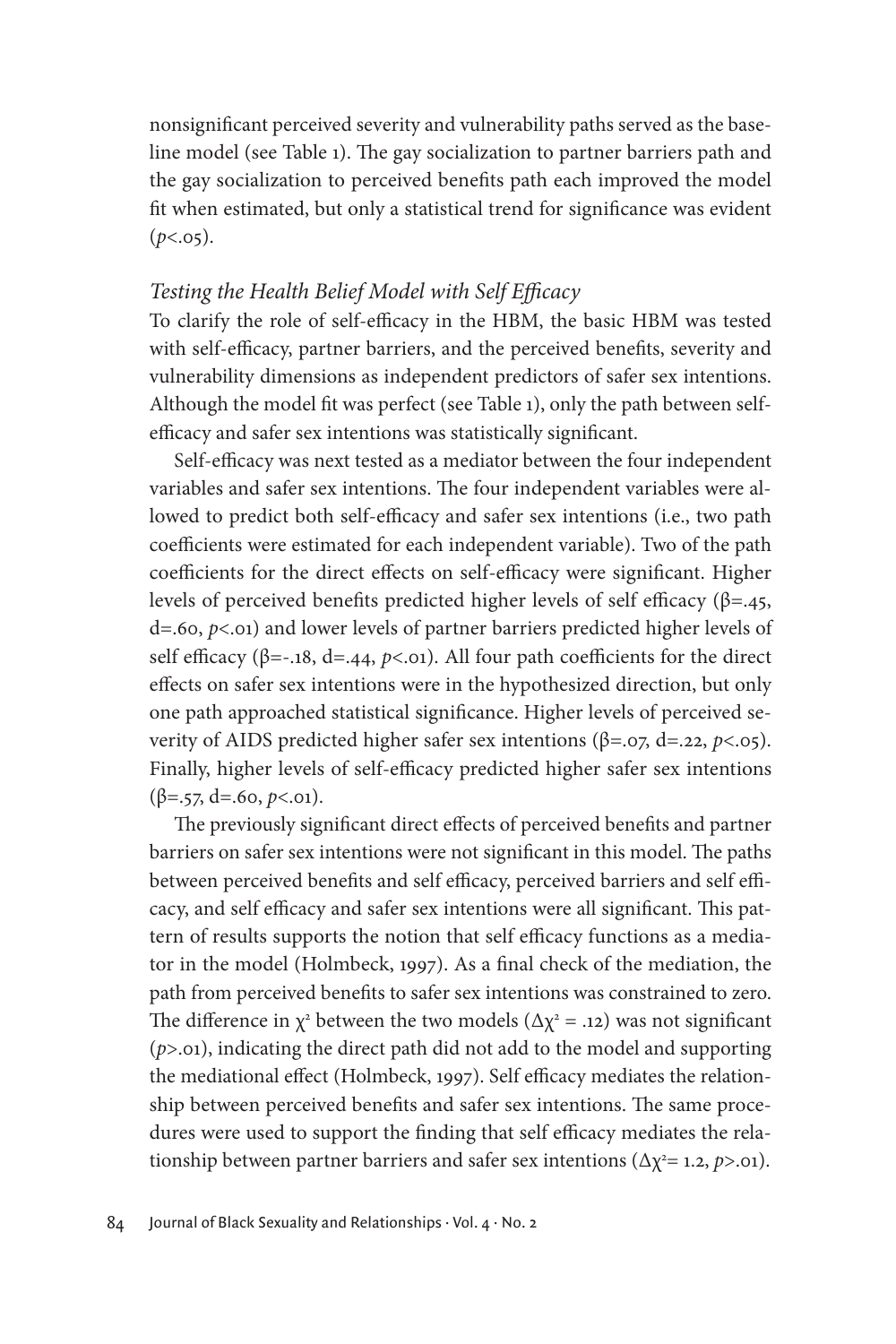nonsignificant perceived severity and vulnerability paths served as the baseline model (see Table 1). The gay socialization to partner barriers path and the gay socialization to perceived benefits path each improved the model fit when estimated, but only a statistical trend for significance was evident ($p<.05$).

### *Testing the Health Belief Model with Self Efficacy*

To clarify the role of self-efficacy in the HBM, the basic HBM was tested with self-efficacy, partner barriers, and the perceived benefits, severity and vulnerability dimensions as independent predictors of safer sex intentions. Although the model fit was perfect (see Table 1), only the path between self-efficacy and safer sex intentions was statistically significant.

Self-efficacy was next tested as a mediator between the four independent variables and safer sex intentions. The four independent variables were allowed to predict both self-efficacy and safer sex intentions (i.e., two path coefficients were estimated for each independent variable). Two of the path coefficients for the direct effects on self-efficacy were significant. Higher levels of perceived benefits predicted higher levels of self efficacy ($\beta=.45$, d=.60, $p<.01$) and lower levels of partner barriers predicted higher levels of self efficacy ($\beta=-.18$, d=.44, $p<.01$). All four path coefficients for the direct effects on safer sex intentions were in the hypothesized direction, but only one path approached statistical significance. Higher levels of perceived severity of AIDS predicted higher safer sex intentions ($\beta=.07$, d=.22, $p<.05$). Finally, higher levels of self-efficacy predicted higher safer sex intentions ($\beta=.57$, d=.60, $p<.01$).

The previously significant direct effects of perceived benefits and partner barriers on safer sex intentions were not significant in this model. The paths between perceived benefits and self efficacy, perceived barriers and self efficacy, and self efficacy and safer sex intentions were all significant. This pattern of results supports the notion that self efficacy functions as a mediator in the model (Holmbeck, 1997). As a final check of the mediation, the path from perceived benefits to safer sex intentions was constrained to zero. The difference in $\chi^2$ between the two models ($\Delta\chi^2 = .12$) was not significant ($p>.01$), indicating the direct path did not add to the model and supporting the mediational effect (Holmbeck, 1997). Self efficacy mediates the relationship between perceived benefits and safer sex intentions. The same procedures were used to support the finding that self efficacy mediates the relationship between partner barriers and safer sex intentions ($\Delta\chi^2= 1.2$, $p>.01$).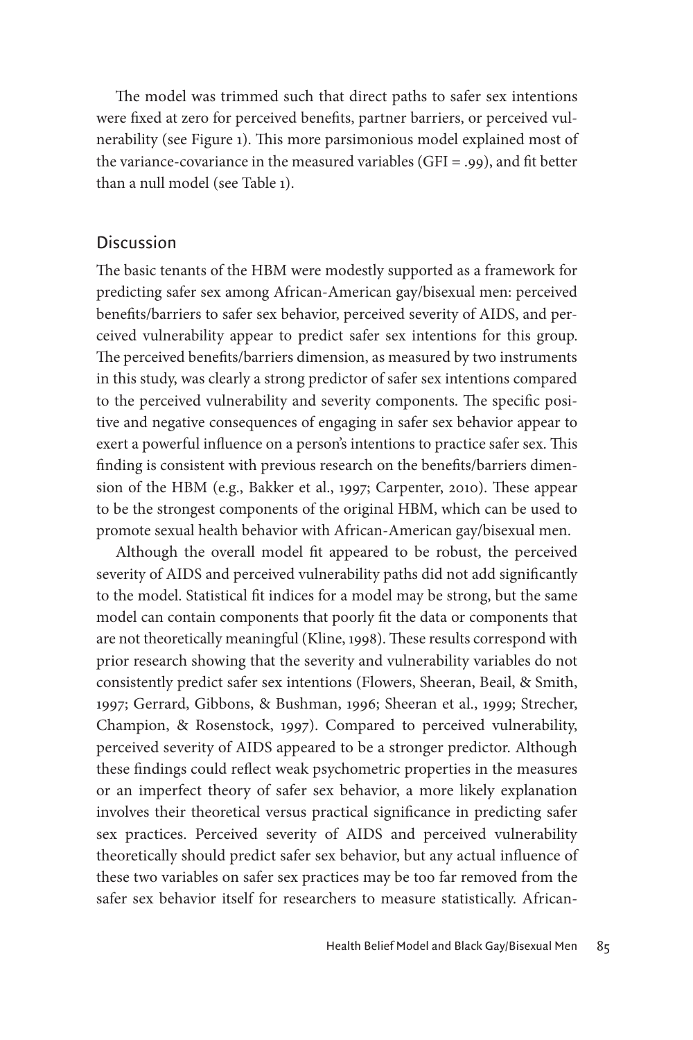The model was trimmed such that direct paths to safer sex intentions were fixed at zero for perceived benefits, partner barriers, or perceived vulnerability (see Figure 1). This more parsimonious model explained most of the variance-covariance in the measured variables (GFI = .99), and fit better than a null model (see Table 1).

## Discussion

The basic tenants of the HBM were modestly supported as a framework for predicting safer sex among African-American gay/bisexual men: perceived benefits/barriers to safer sex behavior, perceived severity of AIDS, and perceived vulnerability appear to predict safer sex intentions for this group. The perceived benefits/barriers dimension, as measured by two instruments in this study, was clearly a strong predictor of safer sex intentions compared to the perceived vulnerability and severity components. The specific positive and negative consequences of engaging in safer sex behavior appear to exert a powerful influence on a person's intentions to practice safer sex. This finding is consistent with previous research on the benefits/barriers dimension of the HBM (e.g., Bakker et al., 1997; Carpenter, 2010). These appear to be the strongest components of the original HBM, which can be used to promote sexual health behavior with African-American gay/bisexual men.

Although the overall model fit appeared to be robust, the perceived severity of AIDS and perceived vulnerability paths did not add significantly to the model. Statistical fit indices for a model may be strong, but the same model can contain components that poorly fit the data or components that are not theoretically meaningful (Kline, 1998). These results correspond with prior research showing that the severity and vulnerability variables do not consistently predict safer sex intentions (Flowers, Sheeran, Beail, & Smith, 1997; Gerrard, Gibbons, & Bushman, 1996; Sheeran et al., 1999; Strecher, Champion, & Rosenstock, 1997). Compared to perceived vulnerability, perceived severity of AIDS appeared to be a stronger predictor. Although these findings could reflect weak psychometric properties in the measures or an imperfect theory of safer sex behavior, a more likely explanation involves their theoretical versus practical significance in predicting safer sex practices. Perceived severity of AIDS and perceived vulnerability theoretically should predict safer sex behavior, but any actual influence of these two variables on safer sex practices may be too far removed from the safer sex behavior itself for researchers to measure statistically. African-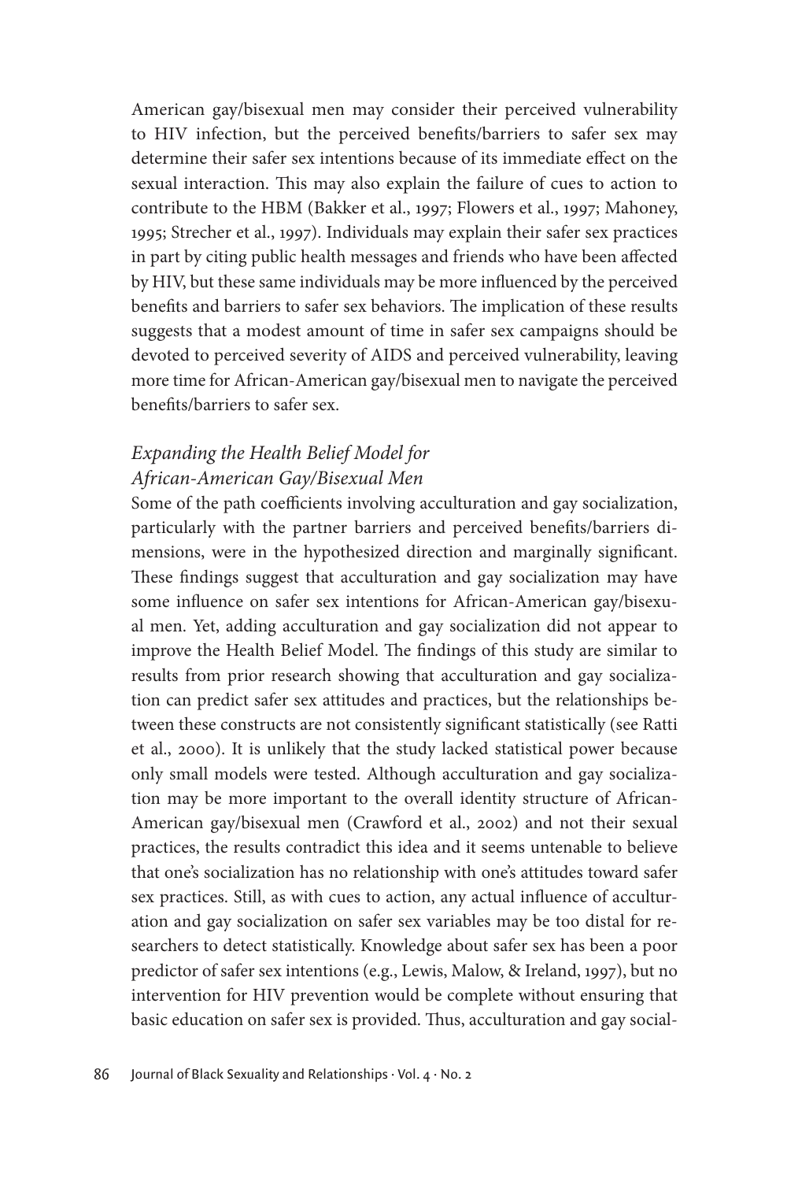American gay/bisexual men may consider their perceived vulnerability to HIV infection, but the perceived benefits/barriers to safer sex may determine their safer sex intentions because of its immediate effect on the sexual interaction. This may also explain the failure of cues to action to contribute to the HBM (Bakker et al., 1997; Flowers et al., 1997; Mahoney, 1995; Strecher et al., 1997). Individuals may explain their safer sex practices in part by citing public health messages and friends who have been affected by HIV, but these same individuals may be more influenced by the perceived benefits and barriers to safer sex behaviors. The implication of these results suggests that a modest amount of time in safer sex campaigns should be devoted to perceived severity of AIDS and perceived vulnerability, leaving more time for African-American gay/bisexual men to navigate the perceived benefits/barriers to safer sex.

### *Expanding the Health Belief Model for African-American Gay/Bisexual Men*

Some of the path coefficients involving acculturation and gay socialization, particularly with the partner barriers and perceived benefits/barriers dimensions, were in the hypothesized direction and marginally significant. These findings suggest that acculturation and gay socialization may have some influence on safer sex intentions for African-American gay/bisexual men. Yet, adding acculturation and gay socialization did not appear to improve the Health Belief Model. The findings of this study are similar to results from prior research showing that acculturation and gay socialization can predict safer sex attitudes and practices, but the relationships between these constructs are not consistently significant statistically (see Ratti et al., 2000). It is unlikely that the study lacked statistical power because only small models were tested. Although acculturation and gay socialization may be more important to the overall identity structure of African-American gay/bisexual men (Crawford et al., 2002) and not their sexual practices, the results contradict this idea and it seems untenable to believe that one's socialization has no relationship with one's attitudes toward safer sex practices. Still, as with cues to action, any actual influence of acculturation and gay socialization on safer sex variables may be too distal for researchers to detect statistically. Knowledge about safer sex has been a poor predictor of safer sex intentions (e.g., Lewis, Malow, & Ireland, 1997), but no intervention for HIV prevention would be complete without ensuring that basic education on safer sex is provided. Thus, acculturation and gay social-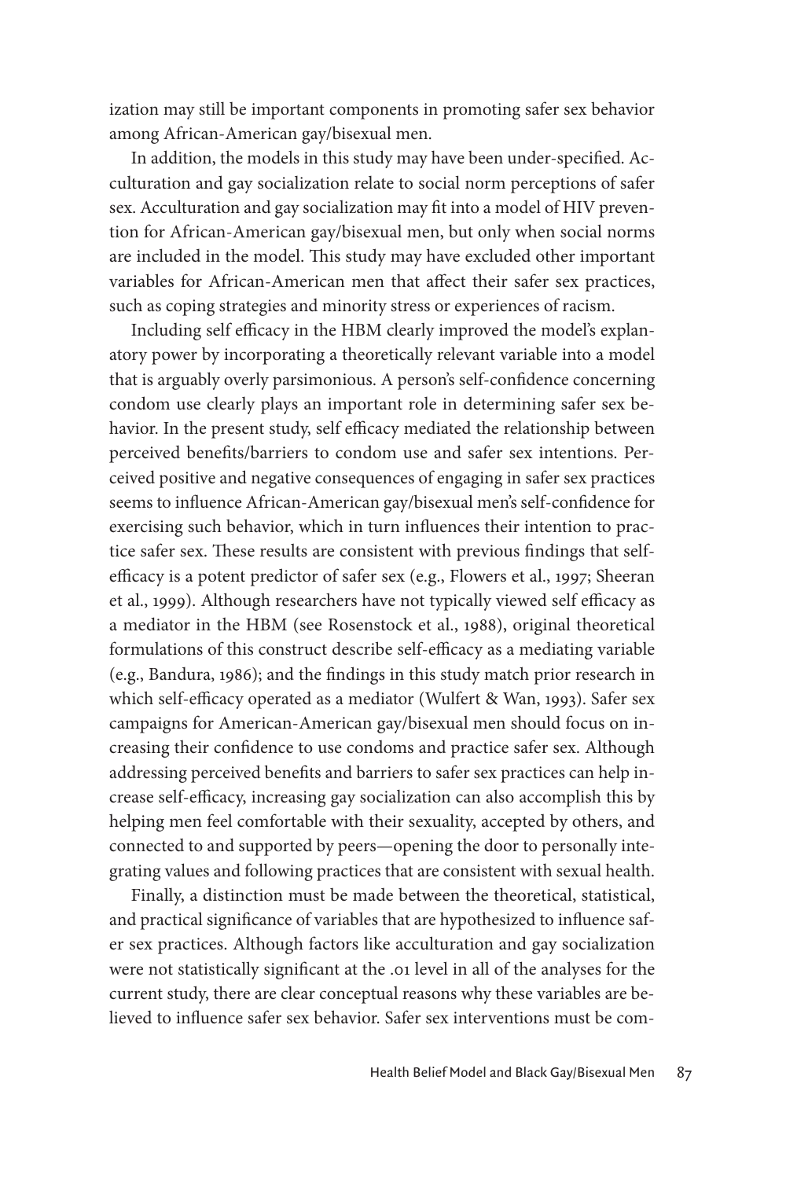ization may still be important components in promoting safer sex behavior among African-American gay/bisexual men.

In addition, the models in this study may have been under-specified. Acculturation and gay socialization relate to social norm perceptions of safer sex. Acculturation and gay socialization may fit into a model of HIV prevention for African-American gay/bisexual men, but only when social norms are included in the model. This study may have excluded other important variables for African-American men that affect their safer sex practices, such as coping strategies and minority stress or experiences of racism.

Including self efficacy in the HBM clearly improved the model's explanatory power by incorporating a theoretically relevant variable into a model that is arguably overly parsimonious. A person's self-confidence concerning condom use clearly plays an important role in determining safer sex behavior. In the present study, self efficacy mediated the relationship between perceived benefits/barriers to condom use and safer sex intentions. Perceived positive and negative consequences of engaging in safer sex practices seems to influence African-American gay/bisexual men's self-confidence for exercising such behavior, which in turn influences their intention to practice safer sex. These results are consistent with previous findings that self-efficacy is a potent predictor of safer sex (e.g., Flowers et al., 1997; Sheeran et al., 1999). Although researchers have not typically viewed self efficacy as a mediator in the HBM (see Rosenstock et al., 1988), original theoretical formulations of this construct describe self-efficacy as a mediating variable (e.g., Bandura, 1986); and the findings in this study match prior research in which self-efficacy operated as a mediator (Wulfert & Wan, 1993). Safer sex campaigns for American-American gay/bisexual men should focus on increasing their confidence to use condoms and practice safer sex. Although addressing perceived benefits and barriers to safer sex practices can help increase self-efficacy, increasing gay socialization can also accomplish this by helping men feel comfortable with their sexuality, accepted by others, and connected to and supported by peers—opening the door to personally integrating values and following practices that are consistent with sexual health.

Finally, a distinction must be made between the theoretical, statistical, and practical significance of variables that are hypothesized to influence safer sex practices. Although factors like acculturation and gay socialization were not statistically significant at the .01 level in all of the analyses for the current study, there are clear conceptual reasons why these variables are believed to influence safer sex behavior. Safer sex interventions must be com-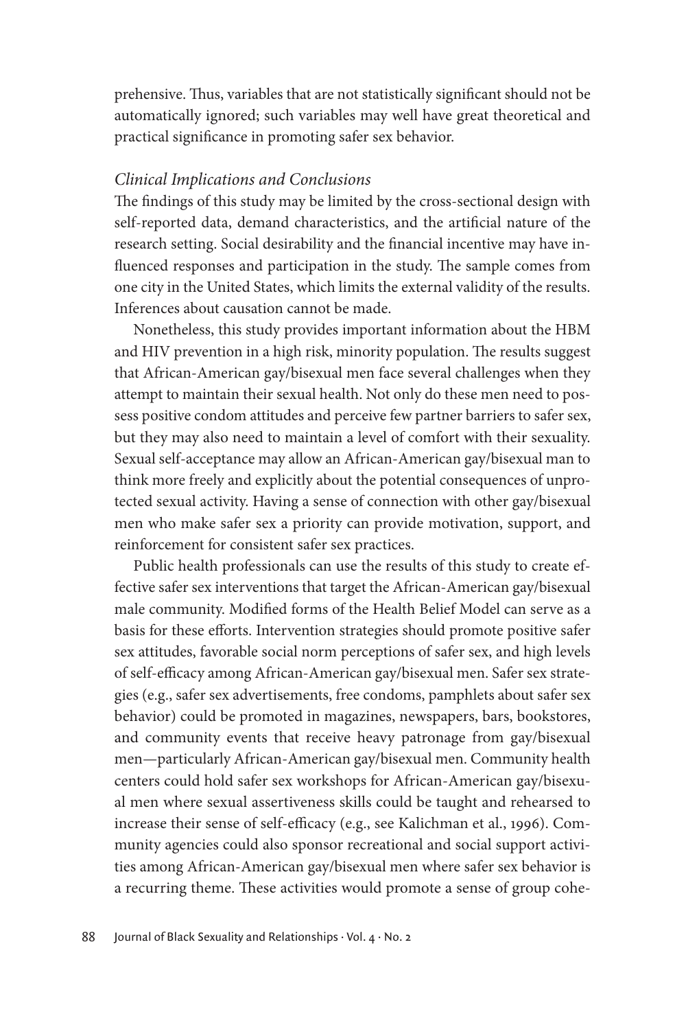prehensive. Thus, variables that are not statistically significant should not be automatically ignored; such variables may well have great theoretical and practical significance in promoting safer sex behavior.

### *Clinical Implications and Conclusions*

The findings of this study may be limited by the cross-sectional design with self-reported data, demand characteristics, and the artificial nature of the research setting. Social desirability and the financial incentive may have influenced responses and participation in the study. The sample comes from one city in the United States, which limits the external validity of the results. Inferences about causation cannot be made.

Nonetheless, this study provides important information about the HBM and HIV prevention in a high risk, minority population. The results suggest that African-American gay/bisexual men face several challenges when they attempt to maintain their sexual health. Not only do these men need to possess positive condom attitudes and perceive few partner barriers to safer sex, but they may also need to maintain a level of comfort with their sexuality. Sexual self-acceptance may allow an African-American gay/bisexual man to think more freely and explicitly about the potential consequences of unprotected sexual activity. Having a sense of connection with other gay/bisexual men who make safer sex a priority can provide motivation, support, and reinforcement for consistent safer sex practices.

Public health professionals can use the results of this study to create effective safer sex interventions that target the African-American gay/bisexual male community. Modified forms of the Health Belief Model can serve as a basis for these efforts. Intervention strategies should promote positive safer sex attitudes, favorable social norm perceptions of safer sex, and high levels of self-efficacy among African-American gay/bisexual men. Safer sex strategies (e.g., safer sex advertisements, free condoms, pamphlets about safer sex behavior) could be promoted in magazines, newspapers, bars, bookstores, and community events that receive heavy patronage from gay/bisexual men—particularly African-American gay/bisexual men. Community health centers could hold safer sex workshops for African-American gay/bisexual men where sexual assertiveness skills could be taught and rehearsed to increase their sense of self-efficacy (e.g., see Kalichman et al., 1996). Community agencies could also sponsor recreational and social support activities among African-American gay/bisexual men where safer sex behavior is a recurring theme. These activities would promote a sense of group cohe-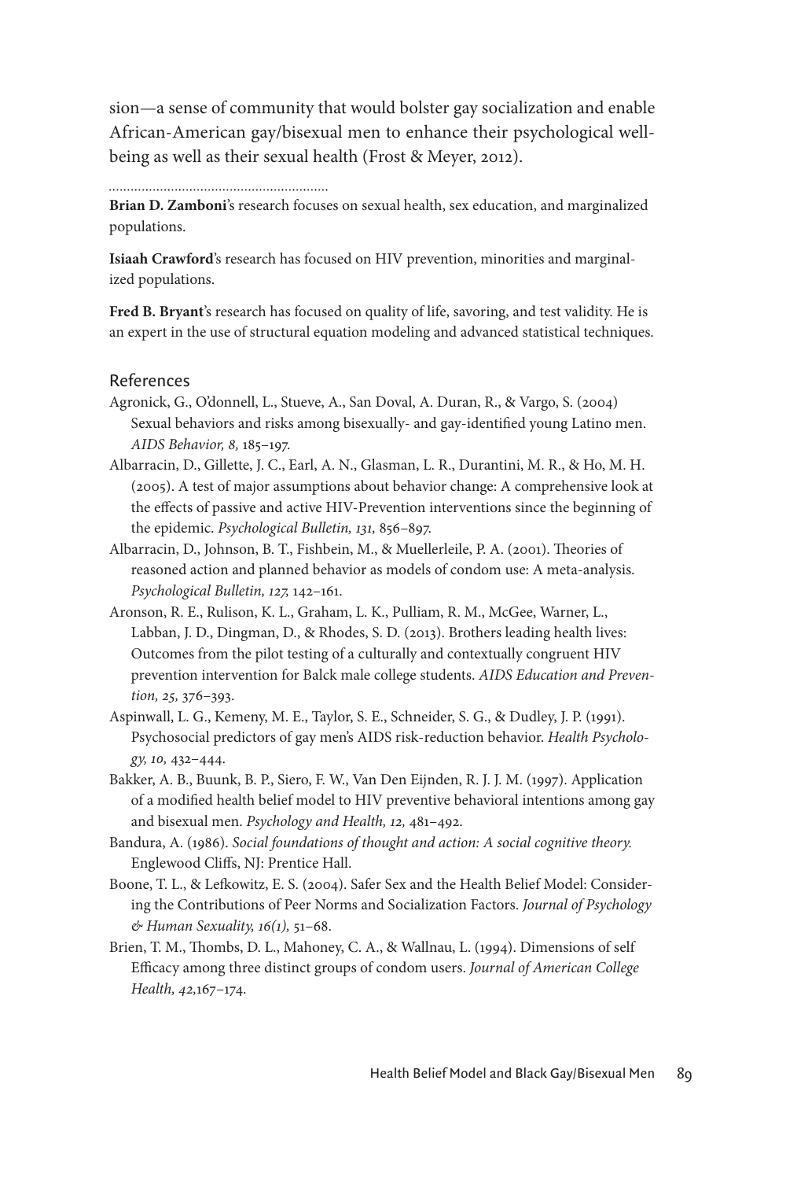sion—a sense of community that would bolster gay socialization and enable African-American gay/bisexual men to enhance their psychological well-being as well as their sexual health (Frost & Meyer, 2012).

---

**Brian D. Zamboni**'s research focuses on sexual health, sex education, and marginalized populations.

**Isiaah Crawford**'s research has focused on HIV prevention, minorities and marginalized populations.

**Fred B. Bryant**'s research has focused on quality of life, savoring, and test validity. He is an expert in the use of structural equation modeling and advanced statistical techniques.

## References

Agronick, G., O'donnell, L., Stueve, A., San Doval, A. Duran, R., & Vargo, S. (2004) Sexual behaviors and risks among bisexually- and gay-identified young Latino men. *AIDS Behavior, 8,* 185–197.

Albarracin, D., Gillette, J. C., Earl, A. N., Glasman, L. R., Durantini, M. R., & Ho, M. H. (2005). A test of major assumptions about behavior change: A comprehensive look at the effects of passive and active HIV-Prevention interventions since the beginning of the epidemic. *Psychological Bulletin, 131,* 856–897.

Albarracin, D., Johnson, B. T., Fishbein, M., & Muellerleile, P. A. (2001). Theories of reasoned action and planned behavior as models of condom use: A meta-analysis. *Psychological Bulletin, 127,* 142–161.

Aronson, R. E., Rulison, K. L., Graham, L. K., Pulliam, R. M., McGee, Warner, L., Labban, J. D., Dingman, D., & Rhodes, S. D. (2013). Brothers leading health lives: Outcomes from the pilot testing of a culturally and contextually congruent HIV prevention intervention for Balck male college students. *AIDS Education and Prevention, 25,* 376–393.

Aspinwall, L. G., Kemeny, M. E., Taylor, S. E., Schneider, S. G., & Dudley, J. P. (1991). Psychosocial predictors of gay men's AIDS risk-reduction behavior. *Health Psychology, 10,* 432–444.

Bakker, A. B., Buunk, B. P., Siero, F. W., Van Den Eijnden, R. J. J. M. (1997). Application of a modified health belief model to HIV preventive behavioral intentions among gay and bisexual men. *Psychology and Health, 12,* 481–492.

Bandura, A. (1986). *Social foundations of thought and action: A social cognitive theory.* Englewood Cliffs, NJ: Prentice Hall.

Boone, T. L., & Lefkowitz, E. S. (2004). Safer Sex and the Health Belief Model: Considering the Contributions of Peer Norms and Socialization Factors. *Journal of Psychology & Human Sexuality, 16(1),* 51–68.

Brien, T. M., Thombs, D. L., Mahoney, C. A., & Wallnau, L. (1994). Dimensions of self Efficacy among three distinct groups of condom users. *Journal of American College Health, 42,*167–174.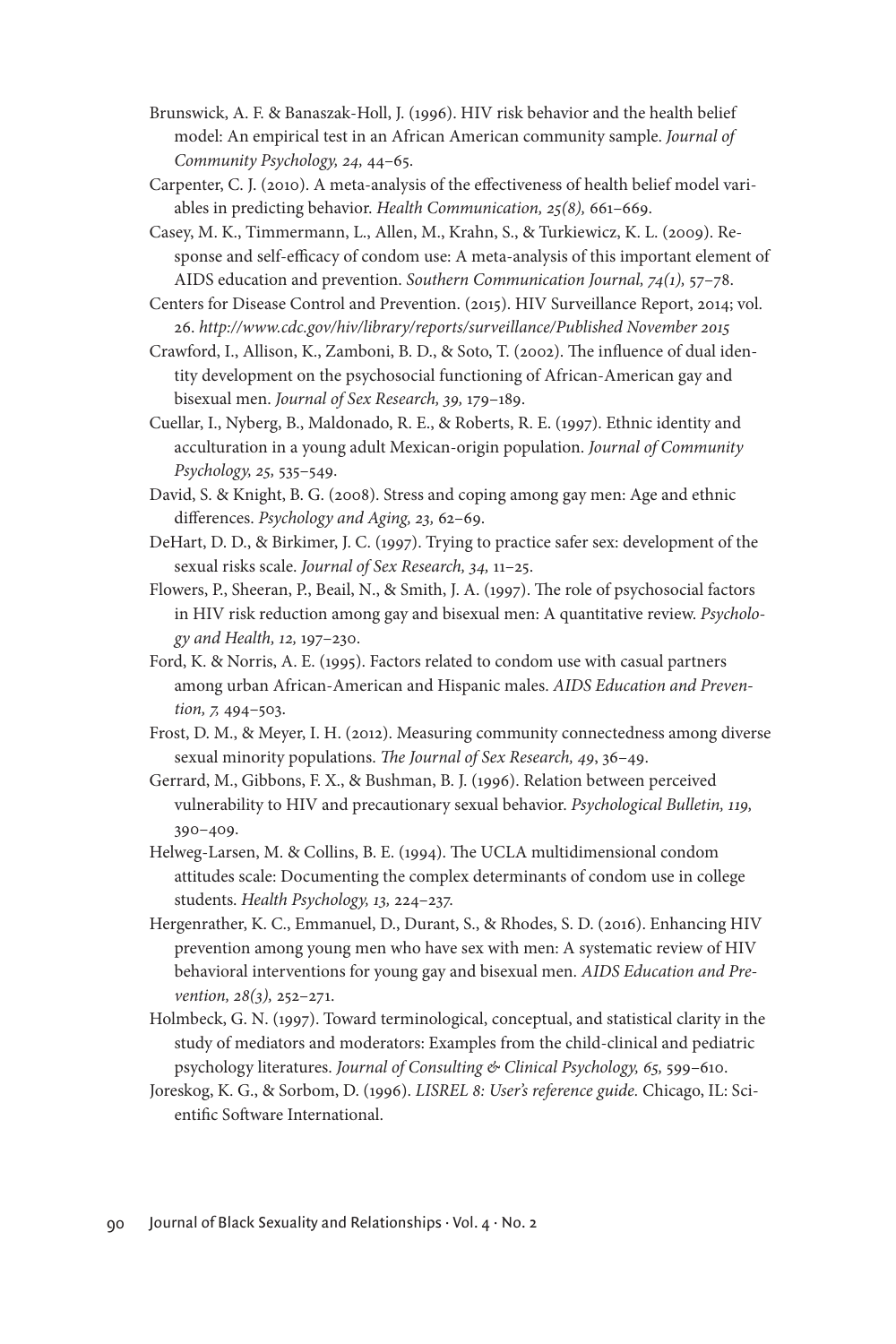Brunswick, A. F. & Banaszak-Holl, J. (1996). HIV risk behavior and the health belief model: An empirical test in an African American community sample. *Journal of Community Psychology, 24,* 44–65.

Carpenter, C. J. (2010). A meta-analysis of the effectiveness of health belief model variables in predicting behavior. *Health Communication, 25(8),* 661–669.

Casey, M. K., Timmermann, L., Allen, M., Krahn, S., & Turkiewicz, K. L. (2009). Response and self-efficacy of condom use: A meta-analysis of this important element of AIDS education and prevention. *Southern Communication Journal, 74(1),* 57–78.

Centers for Disease Control and Prevention. (2015). HIV Surveillance Report, 2014; vol. 26. *http://www.cdc.gov/hiv/library/reports/surveillance/Published November 2015*

Crawford, I., Allison, K., Zamboni, B. D., & Soto, T. (2002). The influence of dual identity development on the psychosocial functioning of African-American gay and bisexual men. *Journal of Sex Research, 39,* 179–189.

Cuellar, I., Nyberg, B., Maldonado, R. E., & Roberts, R. E. (1997). Ethnic identity and acculturation in a young adult Mexican-origin population. *Journal of Community Psychology, 25,* 535–549.

David, S. & Knight, B. G. (2008). Stress and coping among gay men: Age and ethnic differences. *Psychology and Aging, 23,* 62–69.

DeHart, D. D., & Birkimer, J. C. (1997). Trying to practice safer sex: development of the sexual risks scale. *Journal of Sex Research, 34,* 11–25.

Flowers, P., Sheeran, P., Beail, N., & Smith, J. A. (1997). The role of psychosocial factors in HIV risk reduction among gay and bisexual men: A quantitative review. *Psychology and Health, 12,* 197–230.

Ford, K. & Norris, A. E. (1995). Factors related to condom use with casual partners among urban African-American and Hispanic males. *AIDS Education and Prevention, 7,* 494–503.

Frost, D. M., & Meyer, I. H. (2012). Measuring community connectedness among diverse sexual minority populations. *The Journal of Sex Research, 49*, 36–49.

Gerrard, M., Gibbons, F. X., & Bushman, B. J. (1996). Relation between perceived vulnerability to HIV and precautionary sexual behavior. *Psychological Bulletin, 119,* 390–409.

Helweg-Larsen, M. & Collins, B. E. (1994). The UCLA multidimensional condom attitudes scale: Documenting the complex determinants of condom use in college students. *Health Psychology, 13,* 224–237.

Hergenrather, K. C., Emmanuel, D., Durant, S., & Rhodes, S. D. (2016). Enhancing HIV prevention among young men who have sex with men: A systematic review of HIV behavioral interventions for young gay and bisexual men. *AIDS Education and Prevention, 28(3),* 252–271.

Holmbeck, G. N. (1997). Toward terminological, conceptual, and statistical clarity in the study of mediators and moderators: Examples from the child-clinical and pediatric psychology literatures. *Journal of Consulting & Clinical Psychology, 65,* 599–610.

Joreskog, K. G., & Sorbom, D. (1996). *LISREL 8: User's reference guide.* Chicago, IL: Scientific Software International.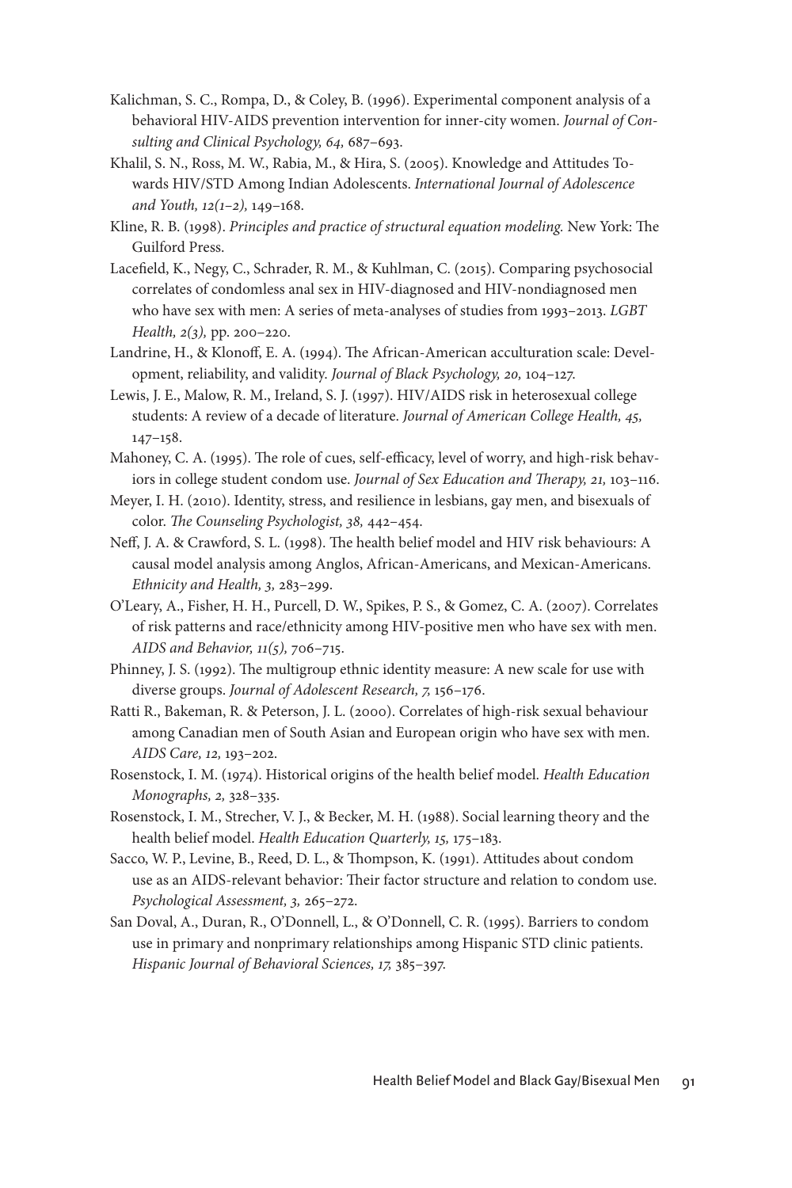Kalichman, S. C., Rompa, D., & Coley, B. (1996). Experimental component analysis of a behavioral HIV-AIDS prevention intervention for inner-city women. *Journal of Consulting and Clinical Psychology, 64,* 687–693.

Khalil, S. N., Ross, M. W., Rabia, M., & Hira, S. (2005). Knowledge and Attitudes Towards HIV/STD Among Indian Adolescents. *International Journal of Adolescence and Youth, 12(1–2),* 149–168.

Kline, R. B. (1998). *Principles and practice of structural equation modeling.* New York: The Guilford Press.

Lacefield, K., Negy, C., Schrader, R. M., & Kuhlman, C. (2015). Comparing psychosocial correlates of condomless anal sex in HIV-diagnosed and HIV-nondiagnosed men who have sex with men: A series of meta-analyses of studies from 1993–2013. *LGBT Health, 2(3),* pp. 200–220.

Landrine, H., & Klonoff, E. A. (1994). The African-American acculturation scale: Development, reliability, and validity. *Journal of Black Psychology, 20,* 104–127.

Lewis, J. E., Malow, R. M., Ireland, S. J. (1997). HIV/AIDS risk in heterosexual college students: A review of a decade of literature. *Journal of American College Health, 45,* 147–158.

Mahoney, C. A. (1995). The role of cues, self-efficacy, level of worry, and high-risk behaviors in college student condom use. *Journal of Sex Education and Therapy, 21,* 103–116.

Meyer, I. H. (2010). Identity, stress, and resilience in lesbians, gay men, and bisexuals of color. *The Counseling Psychologist, 38,* 442–454.

Neff, J. A. & Crawford, S. L. (1998). The health belief model and HIV risk behaviours: A causal model analysis among Anglos, African-Americans, and Mexican-Americans. *Ethnicity and Health, 3,* 283–299.

O'Leary, A., Fisher, H. H., Purcell, D. W., Spikes, P. S., & Gomez, C. A. (2007). Correlates of risk patterns and race/ethnicity among HIV-positive men who have sex with men. *AIDS and Behavior, 11(5),* 706–715.

Phinney, J. S. (1992). The multigroup ethnic identity measure: A new scale for use with diverse groups. *Journal of Adolescent Research, 7,* 156–176.

Ratti R., Bakeman, R. & Peterson, J. L. (2000). Correlates of high-risk sexual behaviour among Canadian men of South Asian and European origin who have sex with men. *AIDS Care, 12,* 193–202.

Rosenstock, I. M. (1974). Historical origins of the health belief model. *Health Education Monographs, 2,* 328–335.

Rosenstock, I. M., Strecher, V. J., & Becker, M. H. (1988). Social learning theory and the health belief model. *Health Education Quarterly, 15,* 175–183.

Sacco, W. P., Levine, B., Reed, D. L., & Thompson, K. (1991). Attitudes about condom use as an AIDS-relevant behavior: Their factor structure and relation to condom use. *Psychological Assessment, 3,* 265–272.

San Doval, A., Duran, R., O'Donnell, L., & O'Donnell, C. R. (1995). Barriers to condom use in primary and nonprimary relationships among Hispanic STD clinic patients. *Hispanic Journal of Behavioral Sciences, 17,* 385–397.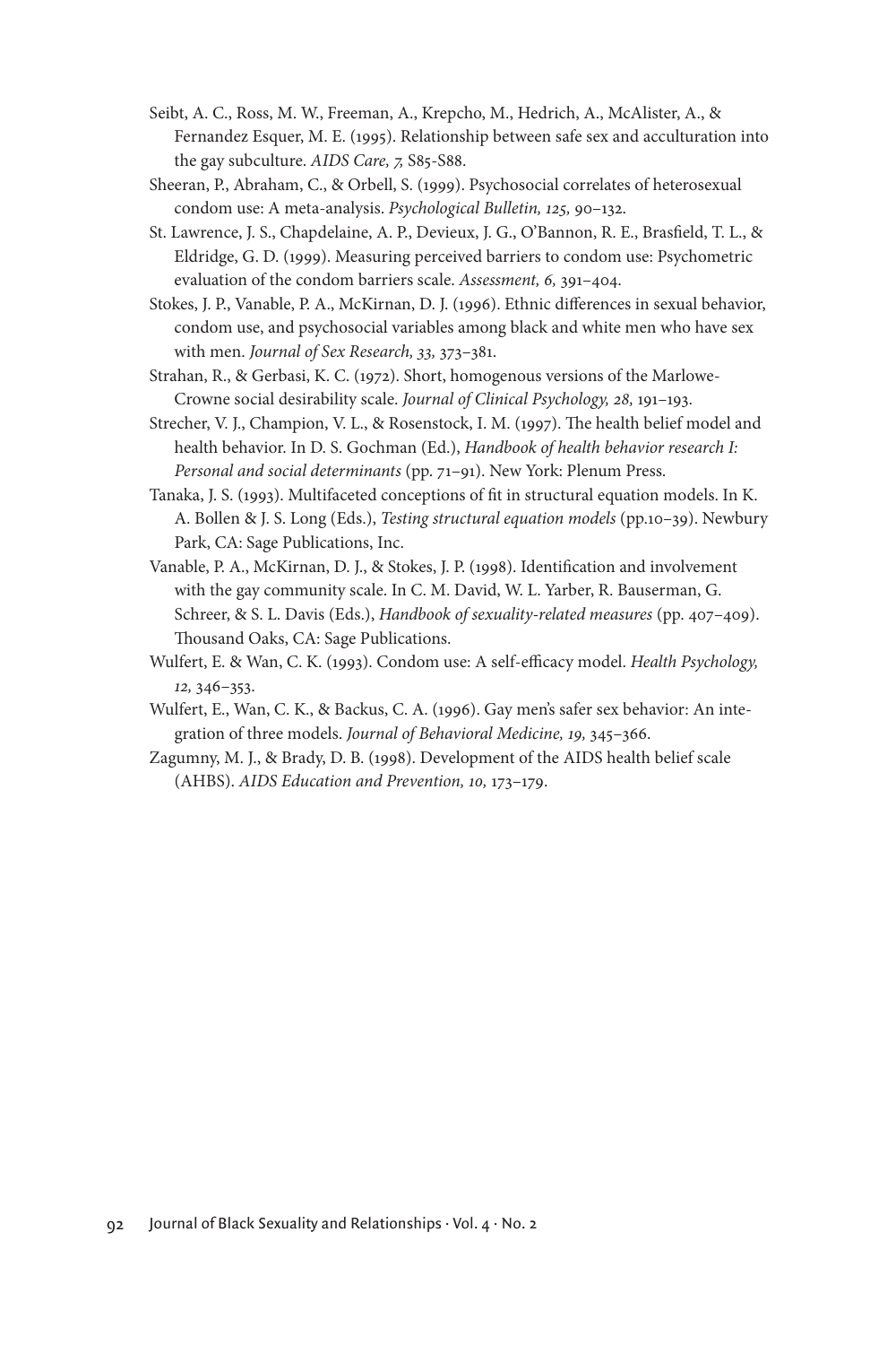Seibt, A. C., Ross, M. W., Freeman, A., Krepcho, M., Hedrich, A., McAlister, A., & Fernandez Esquer, M. E. (1995). Relationship between safe sex and acculturation into the gay subculture. *AIDS Care, 7,* S85-S88.

Sheeran, P., Abraham, C., & Orbell, S. (1999). Psychosocial correlates of heterosexual condom use: A meta-analysis. *Psychological Bulletin, 125,* 90–132.

St. Lawrence, J. S., Chapdelaine, A. P., Devieux, J. G., O'Bannon, R. E., Brasfield, T. L., & Eldridge, G. D. (1999). Measuring perceived barriers to condom use: Psychometric evaluation of the condom barriers scale. *Assessment, 6,* 391–404.

Stokes, J. P., Vanable, P. A., McKirnan, D. J. (1996). Ethnic differences in sexual behavior, condom use, and psychosocial variables among black and white men who have sex with men. *Journal of Sex Research, 33,* 373–381.

Strahan, R., & Gerbasi, K. C. (1972). Short, homogenous versions of the Marlowe-Crowne social desirability scale. *Journal of Clinical Psychology, 28,* 191–193.

Strecher, V. J., Champion, V. L., & Rosenstock, I. M. (1997). The health belief model and health behavior. In D. S. Gochman (Ed.), *Handbook of health behavior research I: Personal and social determinants* (pp. 71–91). New York: Plenum Press.

Tanaka, J. S. (1993). Multifaceted conceptions of fit in structural equation models. In K. A. Bollen & J. S. Long (Eds.), *Testing structural equation models* (pp.10–39). Newbury Park, CA: Sage Publications, Inc.

Vanable, P. A., McKirnan, D. J., & Stokes, J. P. (1998). Identification and involvement with the gay community scale. In C. M. David, W. L. Yarber, R. Bauserman, G. Schreer, & S. L. Davis (Eds.), *Handbook of sexuality-related measures* (pp. 407–409). Thousand Oaks, CA: Sage Publications.

Wulfert, E. & Wan, C. K. (1993). Condom use: A self-efficacy model. *Health Psychology, 12,* 346–353.

Wulfert, E., Wan, C. K., & Backus, C. A. (1996). Gay men's safer sex behavior: An integration of three models. *Journal of Behavioral Medicine, 19,* 345–366.

Zagumny, M. J., & Brady, D. B. (1998). Development of the AIDS health belief scale (AHBS). *AIDS Education and Prevention, 10,* 173–179.